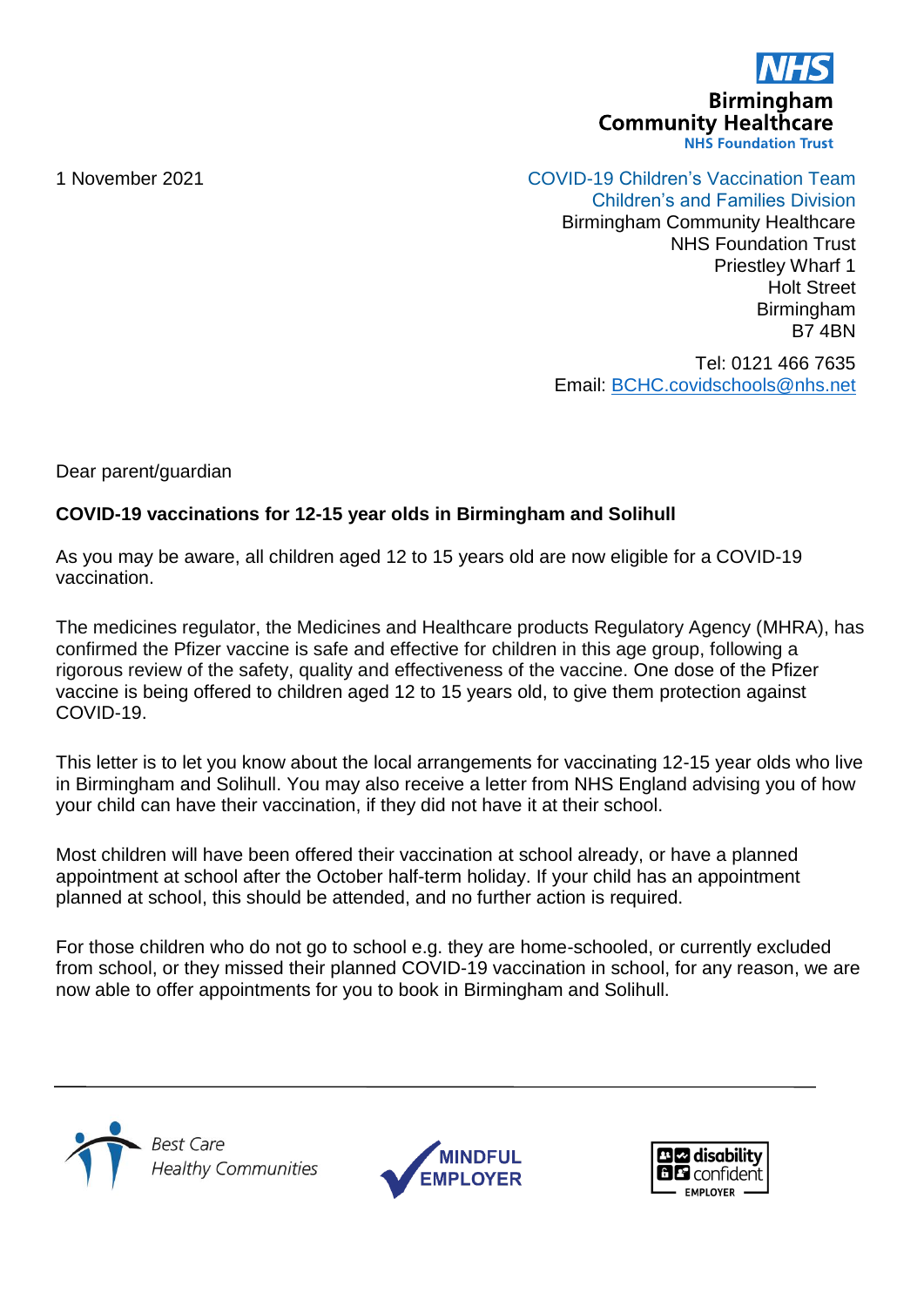**NHS**
**Birmingham Community Healthcare**
**NHS Foundation Trust**

1 November 2021

COVID-19 Children's Vaccination Team
Children's and Families Division
Birmingham Community Healthcare
NHS Foundation Trust
Priestley Wharf 1
Holt Street
Birmingham
B7 4BN

Tel: 0121 466 7635
Email: BCHC.covidschools@nhs.net

Dear parent/guardian

**COVID-19 vaccinations for 12-15 year olds in Birmingham and Solihull**

As you may be aware, all children aged 12 to 15 years old are now eligible for a COVID-19 vaccination.

The medicines regulator, the Medicines and Healthcare products Regulatory Agency (MHRA), has confirmed the Pfizer vaccine is safe and effective for children in this age group, following a rigorous review of the safety, quality and effectiveness of the vaccine. One dose of the Pfizer vaccine is being offered to children aged 12 to 15 years old, to give them protection against COVID-19.

This letter is to let you know about the local arrangements for vaccinating 12-15 year olds who live in Birmingham and Solihull. You may also receive a letter from NHS England advising you of how your child can have their vaccination, if they did not have it at their school.

Most children will have been offered their vaccination at school already, or have a planned appointment at school after the October half-term holiday. If your child has an appointment planned at school, this should be attended, and no further action is required.

For those children who do not go to school e.g. they are home-schooled, or currently excluded from school, or they missed their planned COVID-19 vaccination in school, for any reason, we are now able to offer appointments for you to book in Birmingham and Solihull.

*Best Care Healthy Communities*

MINDFUL EMPLOYER

disability confident EMPLOYER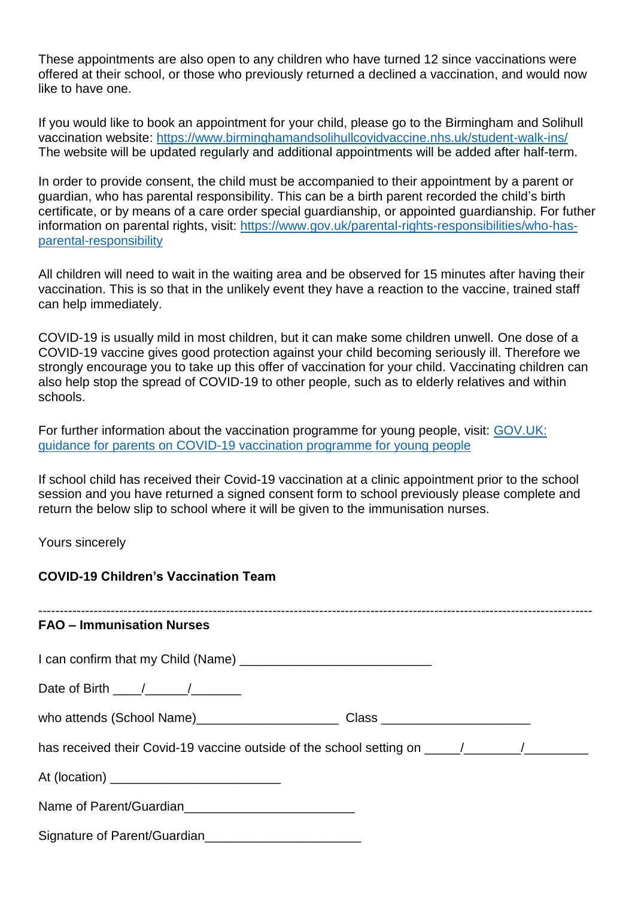These appointments are also open to any children who have turned 12 since vaccinations were offered at their school, or those who previously returned a declined a vaccination, and would now like to have one.

If you would like to book an appointment for your child, please go to the Birmingham and Solihull vaccination website: [https://www.birminghamandsolihullcovidvaccine.nhs.uk/student-walk-ins/](https://www.birminghamandsolihullcovidvaccine.nhs.uk/student-walk-ins/)
The website will be updated regularly and additional appointments will be added after half-term.

In order to provide consent, the child must be accompanied to their appointment by a parent or guardian, who has parental responsibility. This can be a birth parent recorded the child's birth certificate, or by means of a care order special guardianship, or appointed guardianship. For futher information on parental rights, visit: [https://www.gov.uk/parental-rights-responsibilities/who-has-parental-responsibility](https://www.gov.uk/parental-rights-responsibilities/who-has-parental-responsibility)

All children will need to wait in the waiting area and be observed for 15 minutes after having their vaccination. This is so that in the unlikely event they have a reaction to the vaccine, trained staff can help immediately.

COVID-19 is usually mild in most children, but it can make some children unwell. One dose of a COVID-19 vaccine gives good protection against your child becoming seriously ill. Therefore we strongly encourage you to take up this offer of vaccination for your child. Vaccinating children can also help stop the spread of COVID-19 to other people, such as to elderly relatives and within schools.

For further information about the vaccination programme for young people, visit: GOV.UK: guidance for parents on COVID-19 vaccination programme for young people

If school child has received their Covid-19 vaccination at a clinic appointment prior to the school session and you have returned a signed consent form to school previously please complete and return the below slip to school where it will be given to the immunisation nurses.

Yours sincerely

**COVID-19 Children's Vaccination Team**

---

**FAO – Immunisation Nurses**

I can confirm that my Child (Name) ___________________________

Date of Birth ____/______/_______

who attends (School Name)____________________ Class _____________________

has received their Covid-19 vaccine outside of the school setting on _____/________/_________

At (location) ________________________

Name of Parent/Guardian________________________

Signature of Parent/Guardian______________________